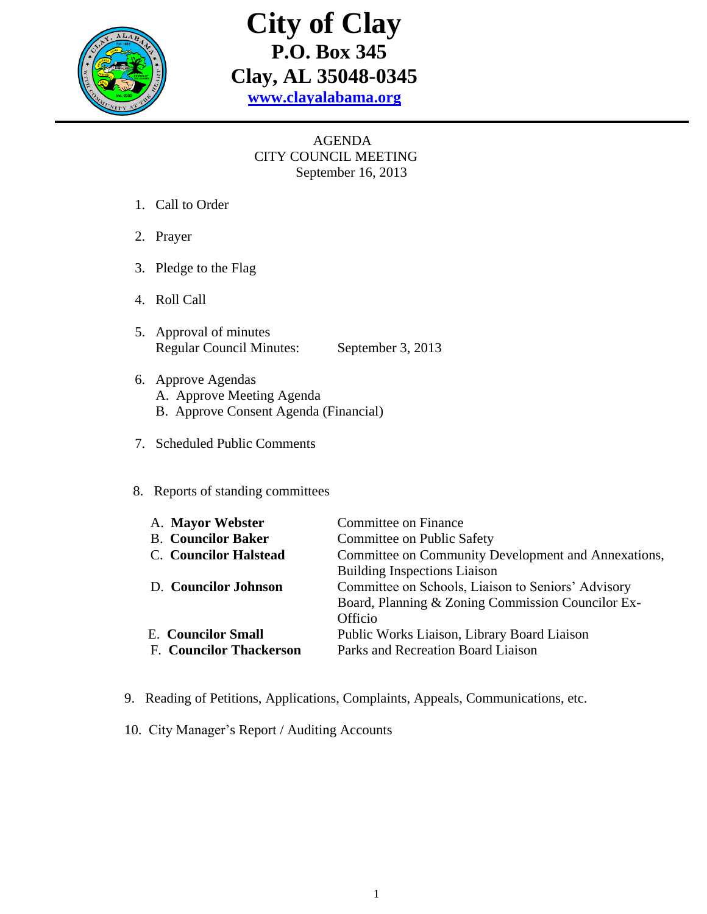# City of Clay

**P.O. Box 345**

**Clay, AL 35048-0345**

**[www.clayalabama.org](http://www.clayalabama.org)**

AGENDA
CITY COUNCIL MEETING
September 16, 2013

1. Call to Order
2. Prayer
3. Pledge to the Flag
4. Roll Call
5. Approval of minutes
   Regular Council Minutes: September 3, 2013
6. Approve Agendas
   A. Approve Meeting Agenda
   B. Approve Consent Agenda (Financial)
7. Scheduled Public Comments
8. Reports of standing committees

| | |
|---|---|
| A. **Mayor Webster** | Committee on Finance |
| B. **Councilor Baker** | Committee on Public Safety |
| C. **Councilor Halstead** | Committee on Community Development and Annexations, Building Inspections Liaison |
| D. **Councilor Johnson** | Committee on Schools, Liaison to Seniors' Advisory Board, Planning & Zoning Commission Councilor Ex-Officio |
| E. **Councilor Small** | Public Works Liaison, Library Board Liaison |
| F. **Councilor Thackerson** | Parks and Recreation Board Liaison |

9. Reading of Petitions, Applications, Complaints, Appeals, Communications, etc.
10. City Manager's Report / Auditing Accounts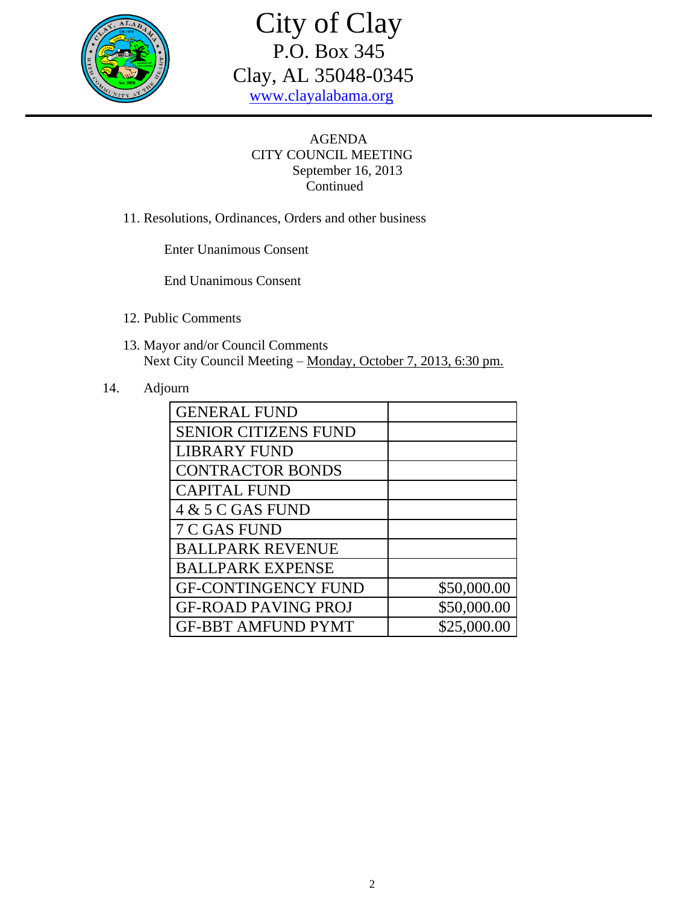# City of Clay
P.O. Box 345
Clay, AL 35048-0345
www.clayalabama.org

AGENDA
CITY COUNCIL MEETING
September 16, 2013
Continued

11. Resolutions, Ordinances, Orders and other business

    Enter Unanimous Consent

    End Unanimous Consent

12. Public Comments

13. Mayor and/or Council Comments
    Next City Council Meeting – Monday, October 7, 2013, 6:30 pm.

14. Adjourn

| | |
|---|---|
| GENERAL FUND | |
| SENIOR CITIZENS FUND | |
| LIBRARY FUND | |
| CONTRACTOR BONDS | |
| CAPITAL FUND | |
| 4 & 5 C GAS FUND | |
| 7 C GAS FUND | |
| BALLPARK REVENUE | |
| BALLPARK EXPENSE | |
| GF-CONTINGENCY FUND | $50,000.00 |
| GF-ROAD PAVING PROJ | $50,000.00 |
| GF-BBT AMFUND PYMT | $25,000.00 |